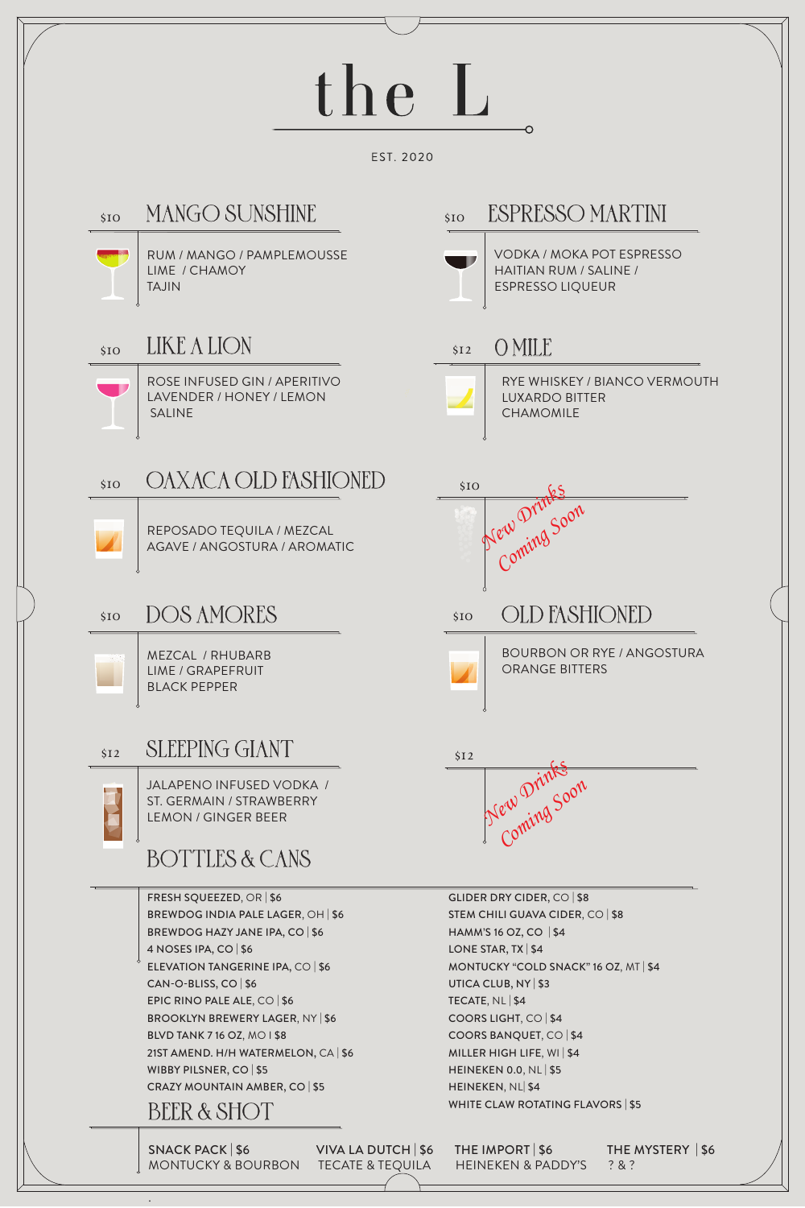# the L

EST. 2020

## MANGO SUNSHINE — $10

RUM / MANGO / PAMPLEMOUSSE
LIME / CHAMOY
TAJIN

## ESPRESSO MARTINI — $10

VODKA / MOKA POT ESPRESSO
HAITIAN RUM / SALINE /
ESPRESSO LIQUEUR

## LIKE A LION — $10

ROSE INFUSED GIN / APERITIVO
LAVENDER / HONEY / LEMON
SALINE

## O MILE — $12

RYE WHISKEY / BIANCO VERMOUTH
LUXARDO BITTER
CHAMOMILE

## OAXACA OLD FASHIONED — $10

REPOSADO TEQUILA / MEZCAL
AGAVE / ANGOSTURA / AROMATIC

## $10

*New Drinks Coming Soon*

## DOS AMORES — $10

MEZCAL / RHUBARB
LIME / GRAPEFRUIT
BLACK PEPPER

## OLD FASHIONED — $10

BOURBON OR RYE / ANGOSTURA
ORANGE BITTERS

## SLEEPING GIANT — $12

JALAPENO INFUSED VODKA /
ST. GERMAIN / STRAWBERRY
LEMON / GINGER BEER

## $12

*New Drinks Coming Soon*

## BOTTLES & CANS

FRESH SQUEEZED, OR | $6
BREWDOG INDIA PALE LAGER, OH | $6
BREWDOG HAZY JANE IPA, CO | $6
4 NOSES IPA, CO | $6
ELEVATION TANGERINE IPA, CO | $6
CAN-O-BLISS, CO | $6
EPIC RINO PALE ALE, CO | $6
BROOKLYN BREWERY LAGER, NY | $6
BLVD TANK 7 16 OZ, MO | $8
21ST AMEND. H/H WATERMELON, CA | $6
WIBBY PILSNER, CO | $5
CRAZY MOUNTAIN AMBER, CO | $5

GLIDER DRY CIDER, CO | $8
STEM CHILI GUAVA CIDER, CO | $8
HAMM'S 16 OZ, CO | $4
LONE STAR, TX | $4
MONTUCKY "COLD SNACK" 16 OZ, MT | $4
UTICA CLUB, NY | $3
TECATE, NL | $4
COORS LIGHT, CO | $4
COORS BANQUET, CO | $4
MILLER HIGH LIFE, WI | $4
HEINEKEN 0.0, NL | $5
HEINEKEN, NL | $4
WHITE CLAW ROTATING FLAVORS | $5

## BEER & SHOT

SNACK PACK | $6
MONTUCKY & BOURBON

VIVA LA DUTCH | $6
TECATE & TEQUILA

THE IMPORT | $6
HEINEKEN & PADDY'S

THE MYSTERY | $6
? & ?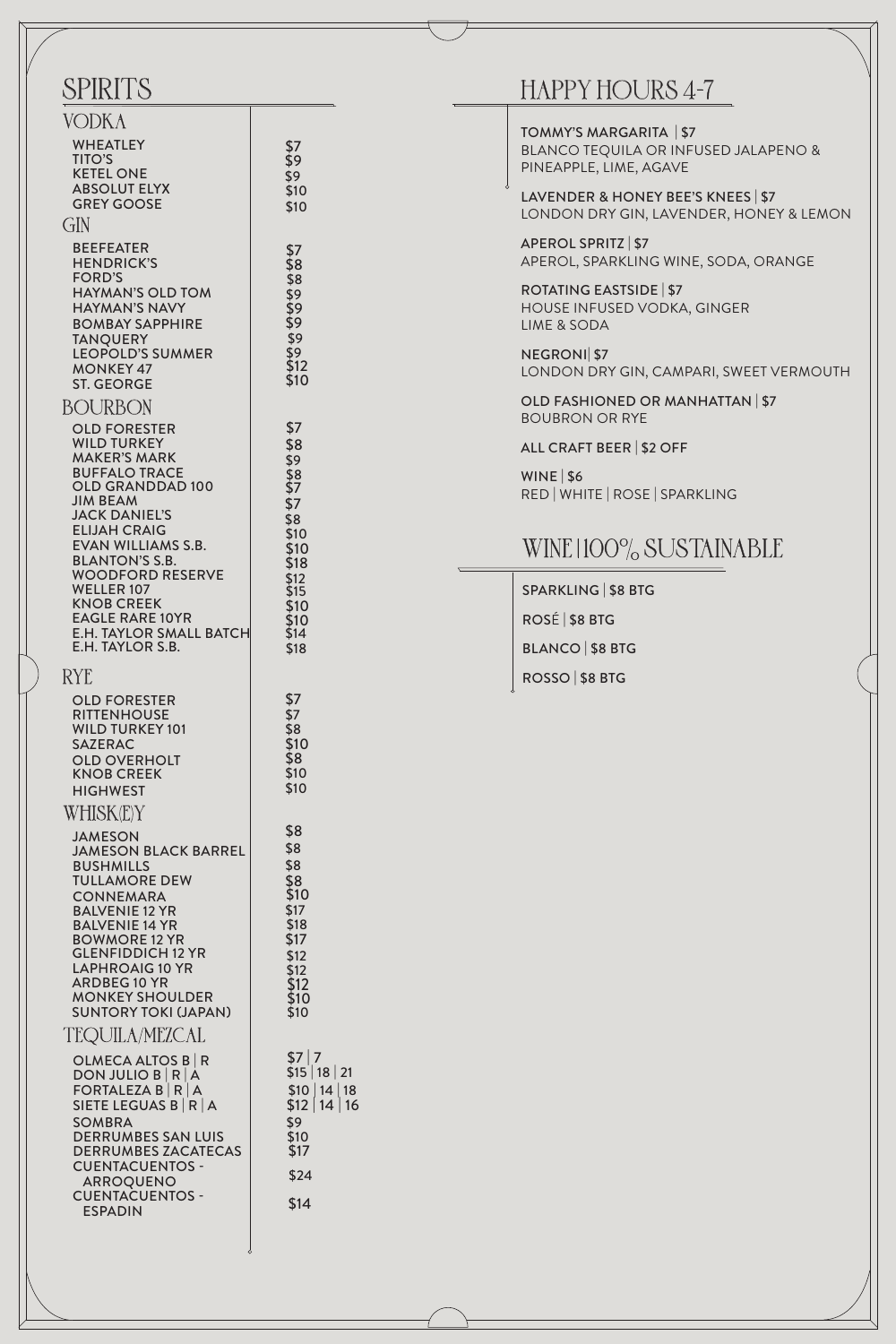# SPIRITS

## VODKA

| | |
|---|---|
| WHEATLEY | $7 |
| TITO'S | $9 |
| KETEL ONE | $9 |
| ABSOLUT ELYX | $10 |
| GREY GOOSE | $10 |

## GIN

| | |
|---|---|
| BEEFEATER | $7 |
| HENDRICK'S | $8 |
| FORD'S | $8 |
| HAYMAN'S OLD TOM | $9 |
| HAYMAN'S NAVY | $9 |
| BOMBAY SAPPHIRE | $9 |
| TANQUERY | $9 |
| LEOPOLD'S SUMMER | $9 |
| MONKEY 47 | $12 |
| ST. GEORGE | $10 |

## BOURBON

| | |
|---|---|
| OLD FORESTER | $7 |
| WILD TURKEY | $8 |
| MAKER'S MARK | $9 |
| BUFFALO TRACE | $8 |
| OLD GRANDDAD 100 | $7 |
| JIM BEAM | $7 |
| JACK DANIEL'S | $8 |
| ELIJAH CRAIG | $10 |
| EVAN WILLIAMS S.B. | $10 |
| BLANTON'S S.B. | $18 |
| WOODFORD RESERVE | $12 |
| WELLER 107 | $15 |
| KNOB CREEK | $10 |
| EAGLE RARE 10YR | $10 |
| E.H. TAYLOR SMALL BATCH | $14 |
| E.H. TAYLOR S.B. | $18 |

## RYE

| | |
|---|---|
| OLD FORESTER | $7 |
| RITTENHOUSE | $7 |
| WILD TURKEY 101 | $8 |
| SAZERAC | $10 |
| OLD OVERHOLT | $8 |
| KNOB CREEK | $10 |
| HIGHWEST | $10 |

## WHISK(E)Y

| | |
|---|---|
| JAMESON | $8 |
| JAMESON BLACK BARREL | $8 |
| BUSHMILLS | $8 |
| TULLAMORE DEW | $8 |
| CONNEMARA | $10 |
| BALVENIE 12 YR | $17 |
| BALVENIE 14 YR | $18 |
| BOWMORE 12 YR | $17 |
| GLENFIDDICH 12 YR | $12 |
| LAPHROAIG 10 YR | $12 |
| ARDBEG 10 YR | $12 |
| MONKEY SHOULDER | $10 |
| SUNTORY TOKI (JAPAN) | $10 |

## TEQUILA/MEZCAL

| | |
|---|---|
| OLMECA ALTOS B \| R | $7 \| 7 |
| DON JULIO B \| R \| A | $15 \| 18 \| 21 |
| FORTALEZA B \| R \| A | $10 \| 14 \| 18 |
| SIETE LEGUAS B \| R \| A | $12 \| 14 \| 16 |
| SOMBRA | $9 |
| DERRUMBES SAN LUIS | $10 |
| DERRUMBES ZACATECAS | $17 |
| CUENTACUENTOS - ARROQUENO | $24 |
| CUENTACUENTOS - ESPADIN | $14 |

# HAPPY HOURS 4-7

TOMMY'S MARGARITA | $7
BLANCO TEQUILA OR INFUSED JALAPENO & PINEAPPLE, LIME, AGAVE

LAVENDER & HONEY BEE'S KNEES | $7
LONDON DRY GIN, LAVENDER, HONEY & LEMON

APEROL SPRITZ | $7
APEROL, SPARKLING WINE, SODA, ORANGE

ROTATING EASTSIDE | $7
HOUSE INFUSED VODKA, GINGER LIME & SODA

NEGRONI| $7
LONDON DRY GIN, CAMPARI, SWEET VERMOUTH

OLD FASHIONED OR MANHATTAN | $7
BOUBRON OR RYE

ALL CRAFT BEER | $2 OFF

WINE | $6
RED | WHITE | ROSE | SPARKLING

# WINE | 100% SUSTAINABLE

SPARKLING | $8 BTG

ROSÉ | $8 BTG

BLANCO | $8 BTG

ROSSO | $8 BTG